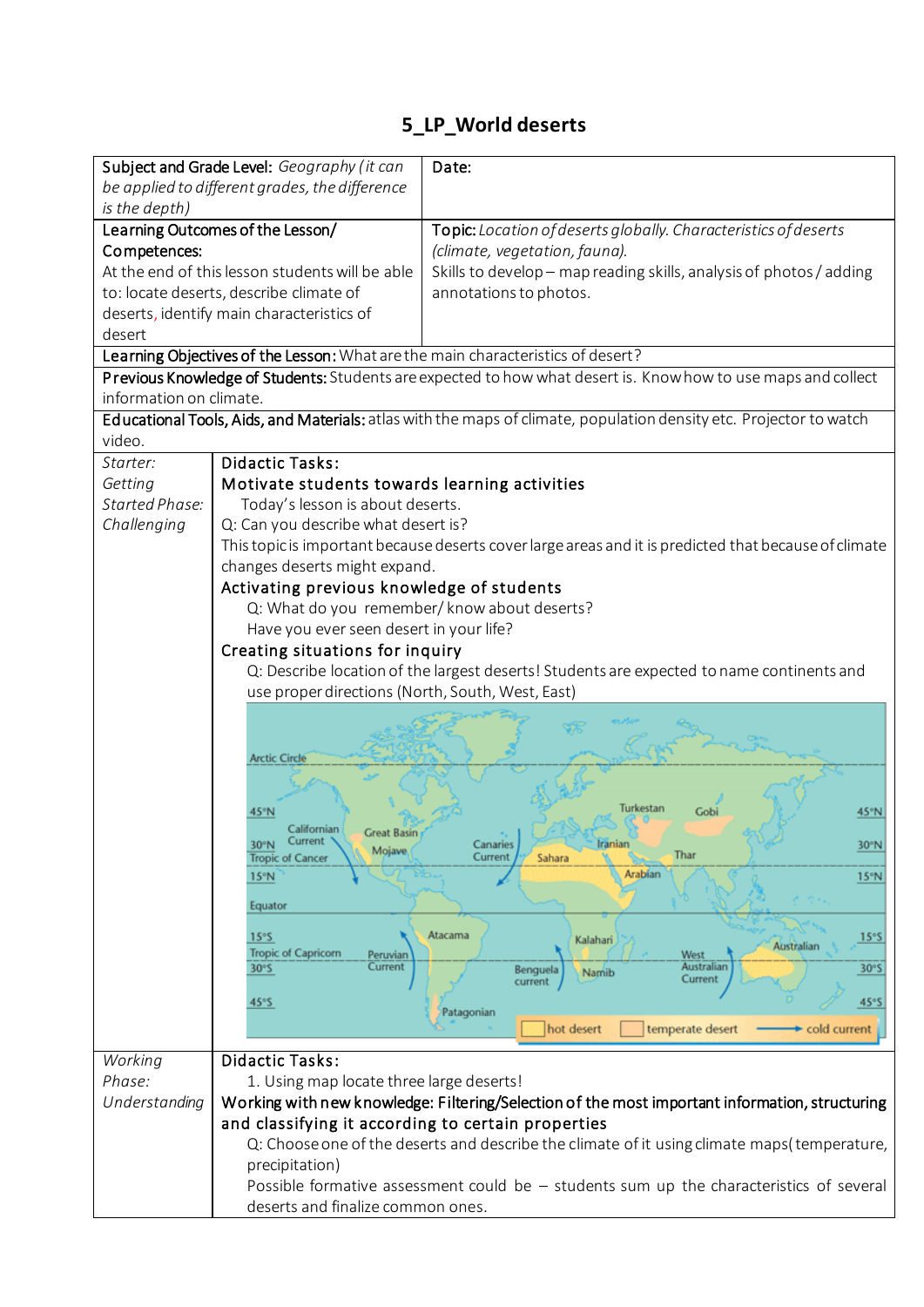# 5_LP_World deserts

| Subject and Grade Level: *Geography (it can be applied to different grades, the difference is the depth)* | Date: |
|---|---|
| **Learning Outcomes of the Lesson/ Competences:** At the end of this lesson students will be able to: locate deserts, describe climate of deserts, identify main characteristics of desert | **Topic:** *Location of deserts globally. Characteristics of deserts (climate, vegetation, fauna).* Skills to develop – map reading skills, analysis of photos / adding annotations to photos. |
| **Learning Objectives of the Lesson:** What are the main characteristics of desert? | |
| **Previous Knowledge of Students:** Students are expected to how what desert is. Know how to use maps and collect information on climate. | |
| **Educational Tools, Aids, and Materials:** atlas with the maps of climate, population density etc. Projector to watch video. | |

| | |
|---|---|
| *Starter: Getting Started Phase: Challenging* | **Didactic Tasks:** <br> **Motivate students towards learning activities** <br> Today's lesson is about deserts. <br> Q: Can you describe what desert is? <br> This topic is important because deserts cover large areas and it is predicted that because of climate changes deserts might expand. <br> **Activating previous knowledge of students** <br> Q: What do you remember/ know about deserts? <br> Have you ever seen desert in your life? <br> **Creating situations for inquiry** <br> Q: Describe location of the largest deserts! Students are expected to name continents and use proper directions (North, South, West, East) |
| *Working Phase: Understanding* | **Didactic Tasks:** <br> 1. Using map locate three large deserts! <br> **Working with new knowledge: Filtering/Selection of the most important information, structuring and classifying it according to certain properties** <br> Q: Choose one of the deserts and describe the climate of it using climate maps (temperature, precipitation) <br> Possible formative assessment could be – students sum up the characteristics of several deserts and finalize common ones. |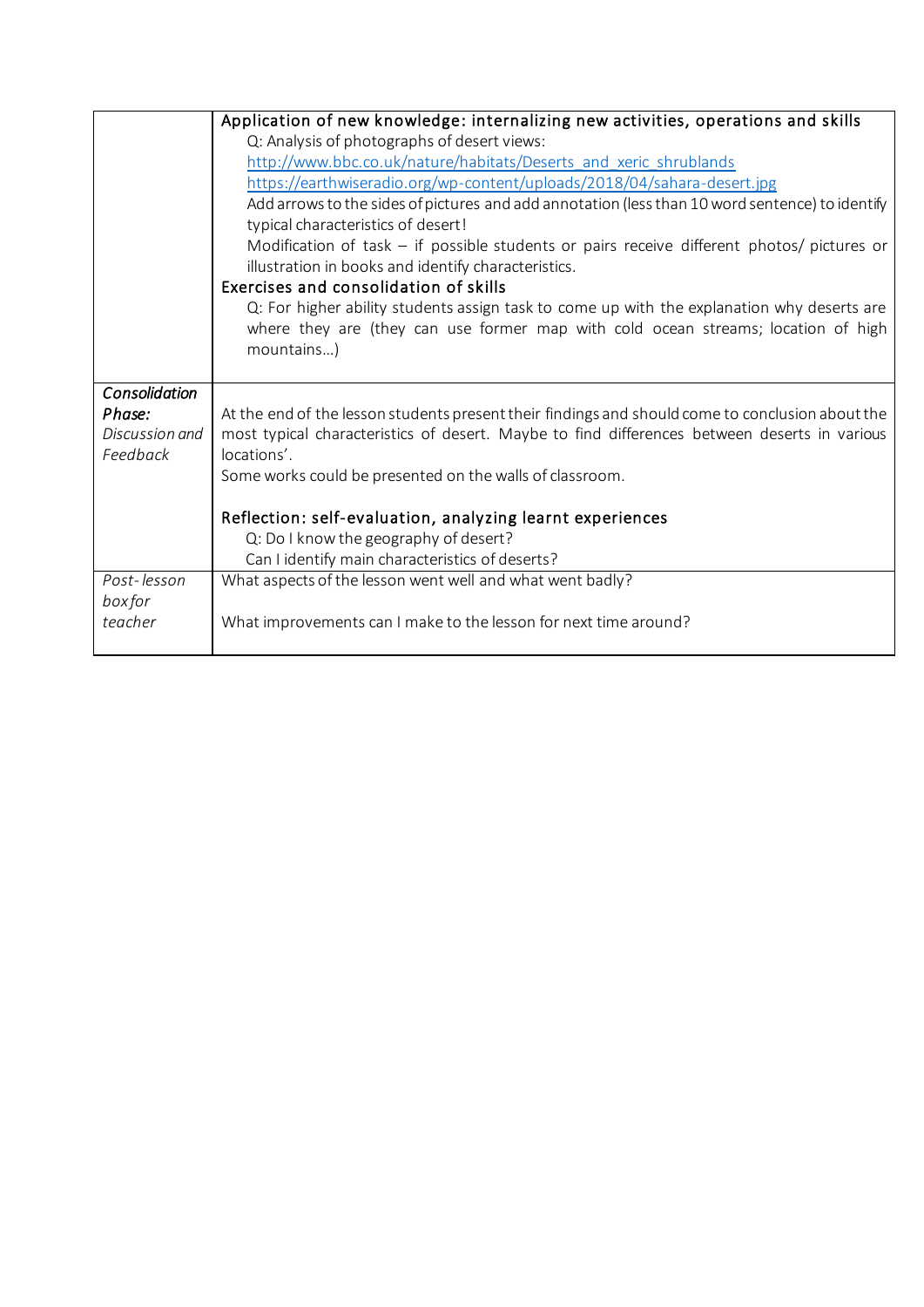| | |
|---|---|
| | Application of new knowledge: internalizing new activities, operations and skills<br>Q: Analysis of photographs of desert views:<br>http://www.bbc.co.uk/nature/habitats/Deserts_and_xeric_shrublands<br>https://earthwiseradio.org/wp-content/uploads/2018/04/sahara-desert.jpg<br>Add arrows to the sides of pictures and add annotation (less than 10 word sentence) to identify typical characteristics of desert!<br>Modification of task – if possible students or pairs receive different photos/ pictures or illustration in books and identify characteristics.<br>Exercises and consolidation of skills<br>Q: For higher ability students assign task to come up with the explanation why deserts are where they are (they can use former map with cold ocean streams; location of high mountains…) |
| ***Consolidation Phase:*** *Discussion and Feedback* | At the end of the lesson students present their findings and should come to conclusion about the most typical characteristics of desert. Maybe to find differences between deserts in various locations'.<br>Some works could be presented on the walls of classroom.<br><br>Reflection: self-evaluation, analyzing learnt experiences<br>Q: Do I know the geography of desert?<br>Can I identify main characteristics of deserts? |
| *Post-lesson box for teacher* | What aspects of the lesson went well and what went badly?<br><br>What improvements can I make to the lesson for next time around? |